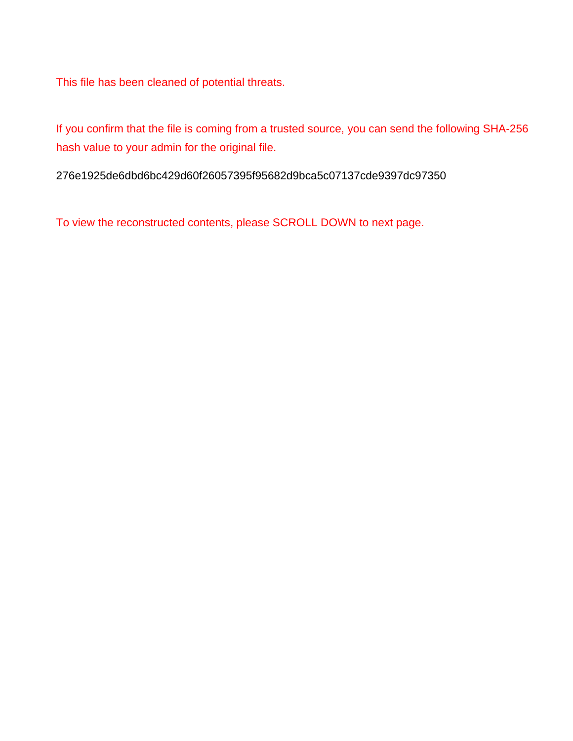This file has been cleaned of potential threats.

If you confirm that the file is coming from a trusted source, you can send the following SHA-256 hash value to your admin for the original file.

276e1925de6dbd6bc429d60f26057395f95682d9bca5c07137cde9397dc97350

To view the reconstructed contents, please SCROLL DOWN to next page.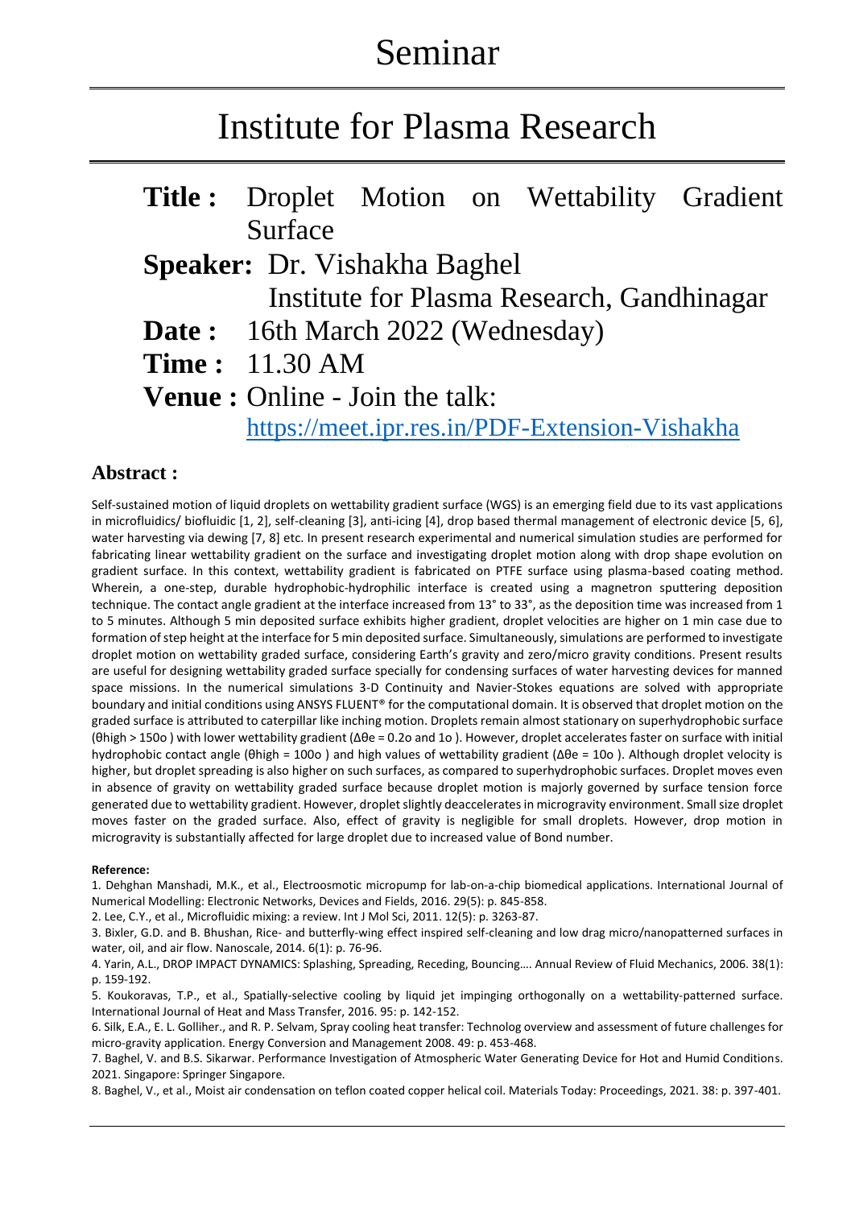# Seminar

# Institute for Plasma Research

**Title :** Droplet Motion on Wettability Gradient Surface

**Speaker:** Dr. Vishakha Baghel
Institute for Plasma Research, Gandhinagar

**Date :** 16th March 2022 (Wednesday)

**Time :** 11.30 AM

**Venue :** Online - Join the talk:
https://meet.ipr.res.in/PDF-Extension-Vishakha

## Abstract :

Self-sustained motion of liquid droplets on wettability gradient surface (WGS) is an emerging field due to its vast applications in microfluidics/ biofluidic [1, 2], self-cleaning [3], anti-icing [4], drop based thermal management of electronic device [5, 6], water harvesting via dewing [7, 8] etc. In present research experimental and numerical simulation studies are performed for fabricating linear wettability gradient on the surface and investigating droplet motion along with drop shape evolution on gradient surface. In this context, wettability gradient is fabricated on PTFE surface using plasma-based coating method. Wherein, a one-step, durable hydrophobic-hydrophilic interface is created using a magnetron sputtering deposition technique. The contact angle gradient at the interface increased from 13° to 33°, as the deposition time was increased from 1 to 5 minutes. Although 5 min deposited surface exhibits higher gradient, droplet velocities are higher on 1 min case due to formation of step height at the interface for 5 min deposited surface. Simultaneously, simulations are performed to investigate droplet motion on wettability graded surface, considering Earth's gravity and zero/micro gravity conditions. Present results are useful for designing wettability graded surface specially for condensing surfaces of water harvesting devices for manned space missions. In the numerical simulations 3-D Continuity and Navier-Stokes equations are solved with appropriate boundary and initial conditions using ANSYS FLUENT® for the computational domain. It is observed that droplet motion on the graded surface is attributed to caterpillar like inching motion. Droplets remain almost stationary on superhydrophobic surface ($\theta_{high} > 150^o$) with lower wettability gradient ($\Delta\theta_e = 0.2^o$ and $1^o$). However, droplet accelerates faster on surface with initial hydrophobic contact angle ($\theta_{high} = 100^o$) and high values of wettability gradient ($\Delta\theta_e = 10^o$). Although droplet velocity is higher, but droplet spreading is also higher on such surfaces, as compared to superhydrophobic surfaces. Droplet moves even in absence of gravity on wettability graded surface because droplet motion is majorly governed by surface tension force generated due to wettability gradient. However, droplet slightly deaccelerates in microgravity environment. Small size droplet moves faster on the graded surface. Also, effect of gravity is negligible for small droplets. However, drop motion in microgravity is substantially affected for large droplet due to increased value of Bond number.

**Reference:**

1. Dehghan Manshadi, M.K., et al., Electroosmotic micropump for lab-on-a-chip biomedical applications. International Journal of Numerical Modelling: Electronic Networks, Devices and Fields, 2016. 29(5): p. 845-858.
2. Lee, C.Y., et al., Microfluidic mixing: a review. Int J Mol Sci, 2011. 12(5): p. 3263-87.
3. Bixler, G.D. and B. Bhushan, Rice- and butterfly-wing effect inspired self-cleaning and low drag micro/nanopatterned surfaces in water, oil, and air flow. Nanoscale, 2014. 6(1): p. 76-96.
4. Yarin, A.L., DROP IMPACT DYNAMICS: Splashing, Spreading, Receding, Bouncing…. Annual Review of Fluid Mechanics, 2006. 38(1): p. 159-192.
5. Koukoravas, T.P., et al., Spatially-selective cooling by liquid jet impinging orthogonally on a wettability-patterned surface. International Journal of Heat and Mass Transfer, 2016. 95: p. 142-152.
6. Silk, E.A., E. L. Golliher., and R. P. Selvam, Spray cooling heat transfer: Technolog overview and assessment of future challenges for micro-gravity application. Energy Conversion and Management 2008. 49: p. 453-468.
7. Baghel, V. and B.S. Sikarwar. Performance Investigation of Atmospheric Water Generating Device for Hot and Humid Conditions. 2021. Singapore: Springer Singapore.
8. Baghel, V., et al., Moist air condensation on teflon coated copper helical coil. Materials Today: Proceedings, 2021. 38: p. 397-401.